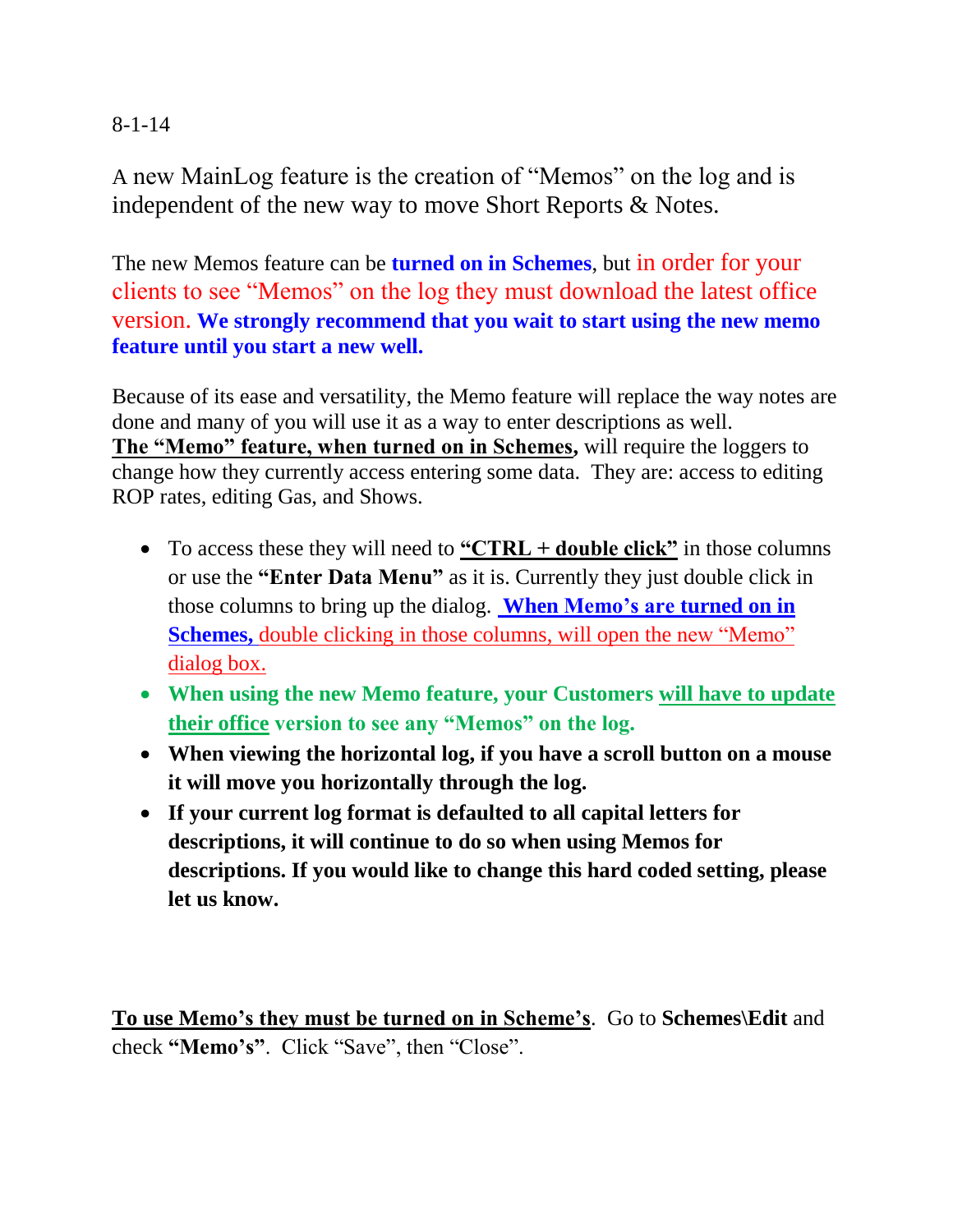8-1-14

A new MainLog feature is the creation of "Memos" on the log and is independent of the new way to move Short Reports & Notes.

The new Memos feature can be **turned on in Schemes**, but in order for your clients to see "Memos" on the log they must download the latest office version. **We strongly recommend that you wait to start using the new memo feature until you start a new well.**

Because of its ease and versatility, the Memo feature will replace the way notes are done and many of you will use it as a way to enter descriptions as well. **The "Memo" feature, when turned on in Schemes,** will require the loggers to change how they currently access entering some data. They are: access to editing ROP rates, editing Gas, and Shows.

- To access these they will need to **"CTRL + double click"** in those columns or use the **"Enter Data Menu"** as it is. Currently they just double click in those columns to bring up the dialog. **When Memo's are turned on in Schemes,** double clicking in those columns, will open the new "Memo" dialog box.
- **When using the new Memo feature, your Customers will have to update their office version to see any "Memos" on the log.**
- **When viewing the horizontal log, if you have a scroll button on a mouse it will move you horizontally through the log.**
- **If your current log format is defaulted to all capital letters for descriptions, it will continue to do so when using Memos for descriptions. If you would like to change this hard coded setting, please let us know.**

**To use Memo's they must be turned on in Scheme's**. Go to **Schemes\Edit** and check **"Memo's"**. Click "Save", then "Close".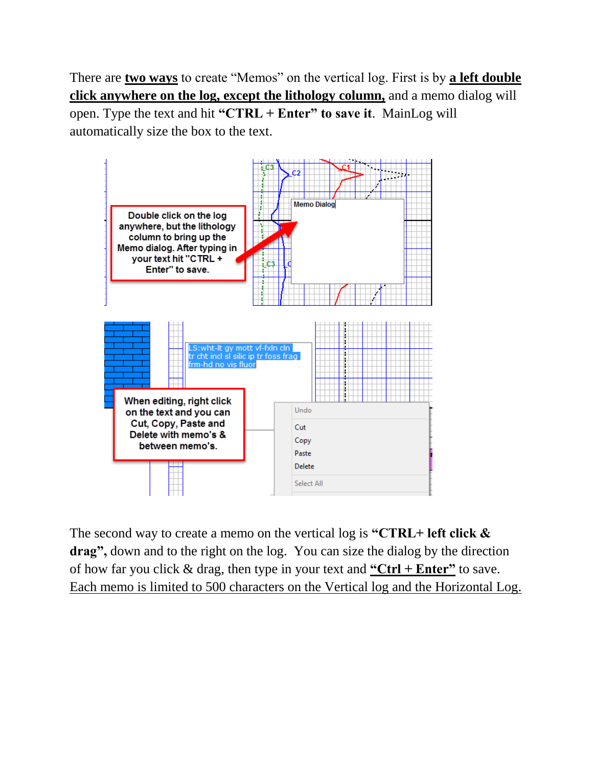There are **two ways** to create "Memos" on the vertical log. First is by **a left double click anywhere on the log, except the lithology column,** and a memo dialog will open. Type the text and hit **"CTRL + Enter" to save it**. MainLog will automatically size the box to the text.

Double click on the log anywhere, but the lithology column to bring up the Memo dialog. After typing in your text hit "CTRL + Enter" to save.

When editing, right click on the text and you can Cut, Copy, Paste and Delete with memo's & between memo's.

The second way to create a memo on the vertical log is **"CTRL+ left click & drag",** down and to the right on the log. You can size the dialog by the direction of how far you click & drag, then type in your text and **"Ctrl + Enter"** to save. Each memo is limited to 500 characters on the Vertical log and the Horizontal Log.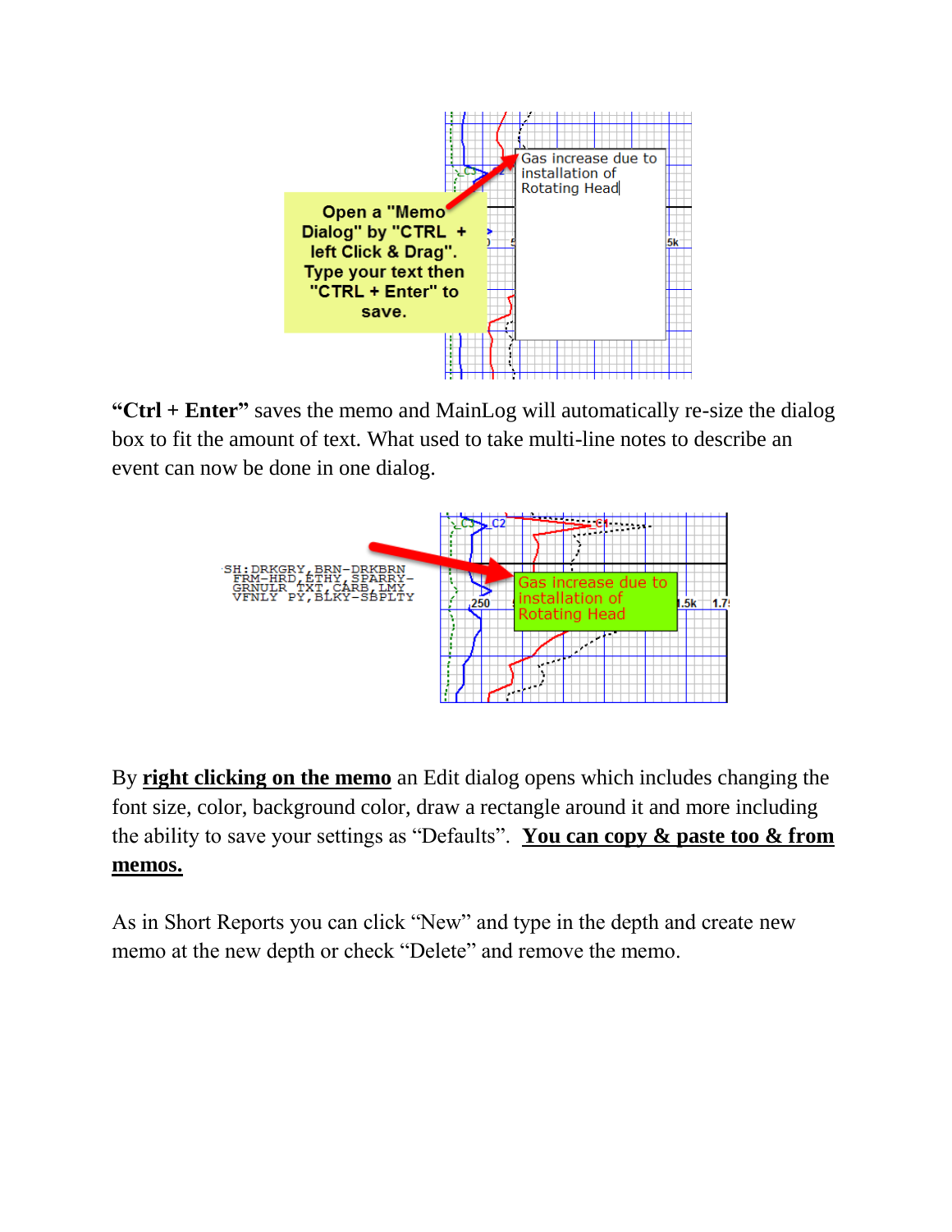**“Ctrl + Enter”** saves the memo and MainLog will automatically re-size the dialog box to fit the amount of text. What used to take multi-line notes to describe an event can now be done in one dialog.

By **right clicking on the memo** an Edit dialog opens which includes changing the font size, color, background color, draw a rectangle around it and more including the ability to save your settings as “Defaults”. **You can copy & paste too & from memos.**

As in Short Reports you can click “New” and type in the depth and create new memo at the new depth or check “Delete” and remove the memo.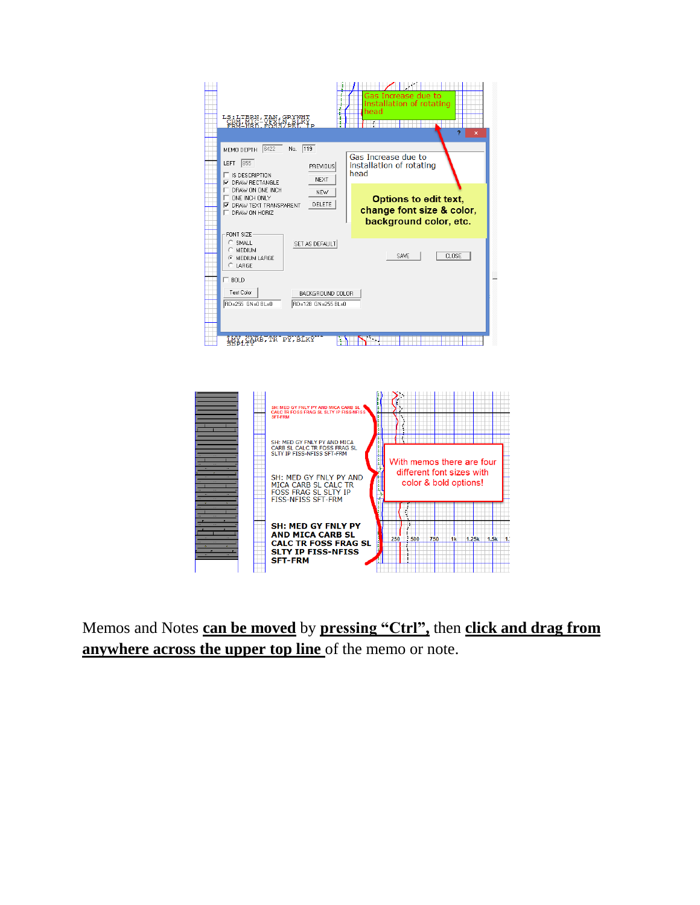Memos and Notes **can be moved** by **pressing "Ctrl",** then **click and drag from anywhere across the upper top line** of the memo or note.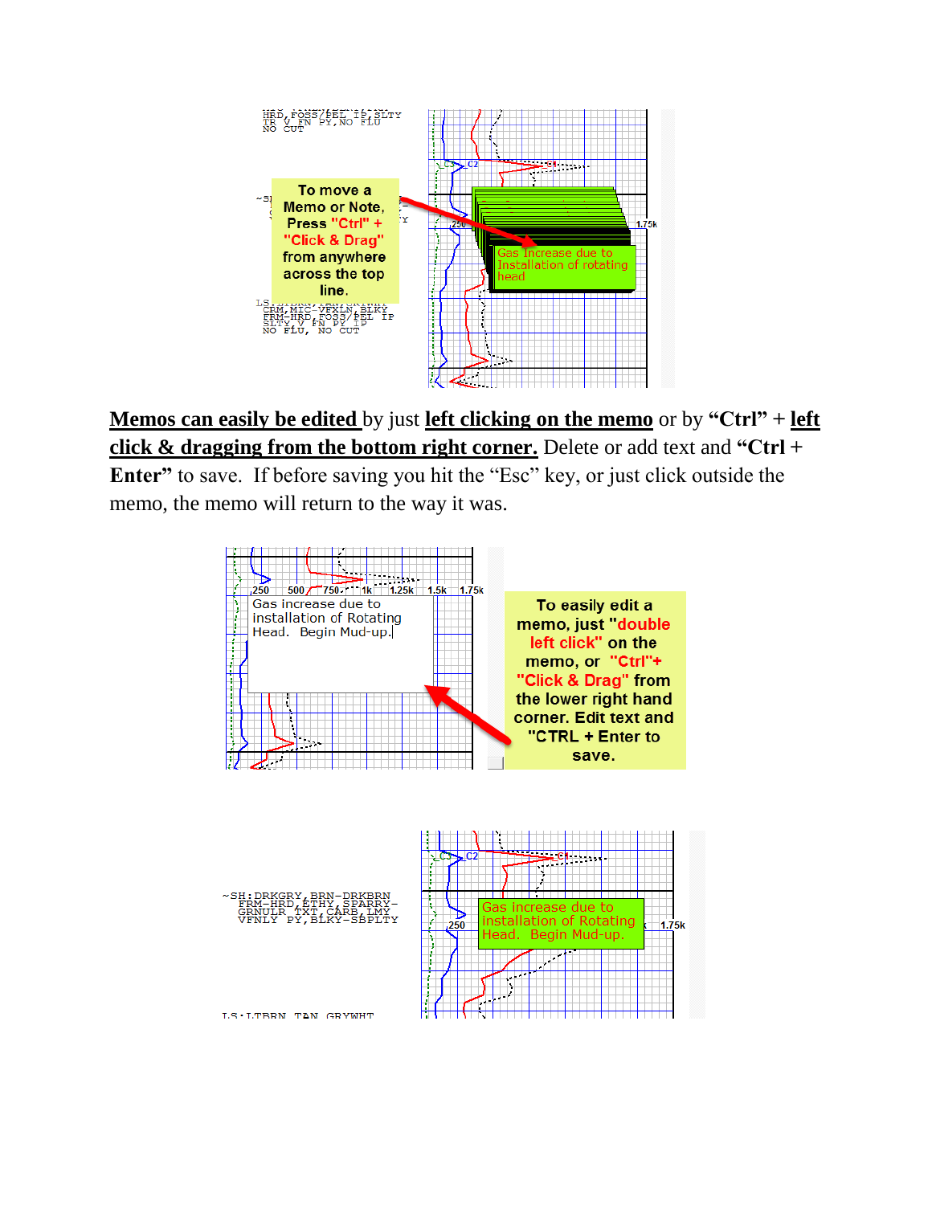**Memos can easily be edited** by just **left clicking on the memo** or by **“Ctrl” + left click & dragging from the bottom right corner.** Delete or add text and **“Ctrl + Enter”** to save. If before saving you hit the “Esc” key, or just click outside the memo, the memo will return to the way it was.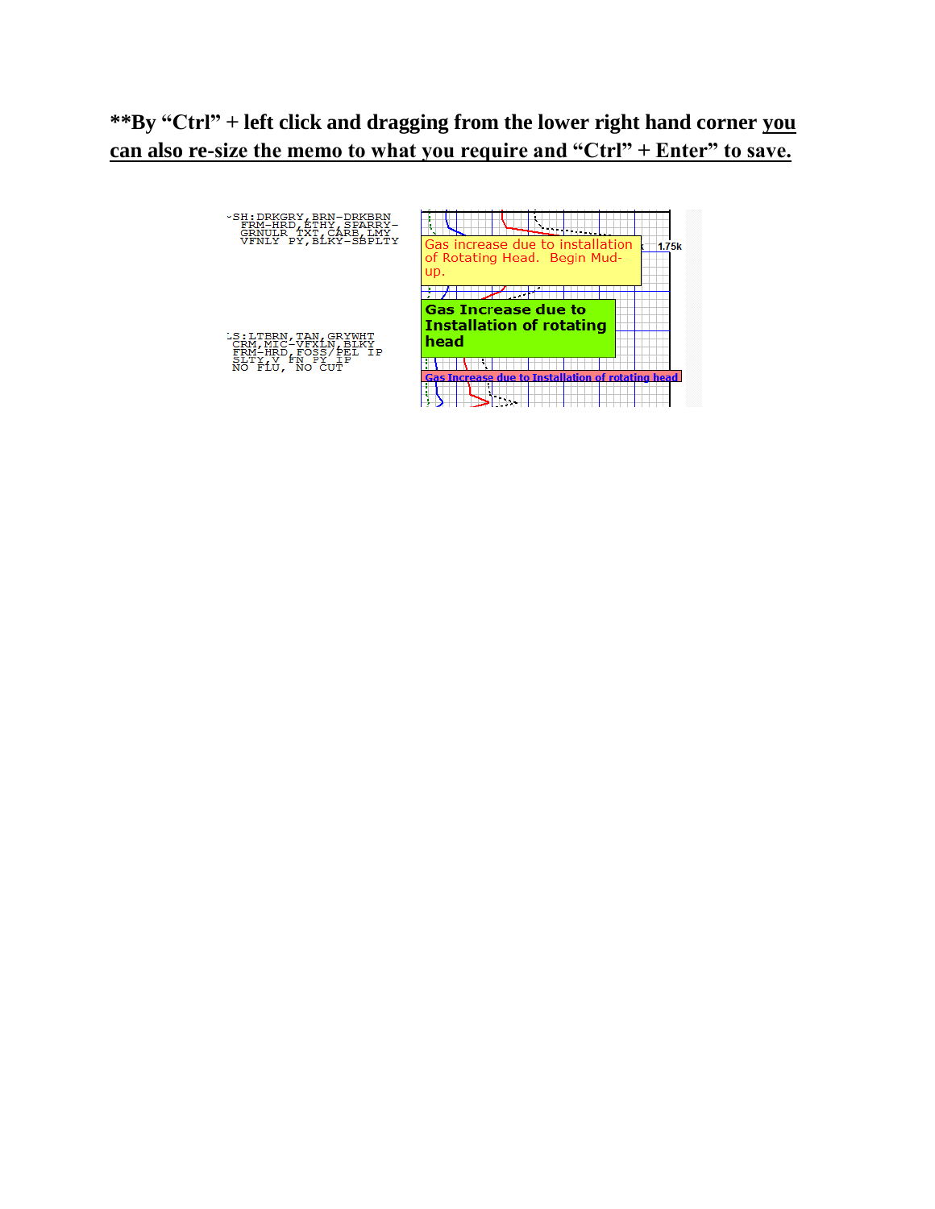**\*\*By “Ctrl” + left click and dragging from the lower right hand corner you can also re-size the memo to what you require and “Ctrl” + Enter” to save.**

SH:DRKGRY,BRN-DRKBRN
FRM-HRD,ETHY,SPARRY-
GRNULR TXT,CARB,LMY
VFNLY PY,BLKY-SBPLTY

LS:LTBRN,TAN,GRYWHT
CRM,MIC-VFXLN,BLKY
FRM-HRD,FOSS/PEL IP
SLTY,V FN PY IP
NO FLU, NO CUT

Gas increase due to installation of Rotating Head. Begin Mud-up.

1.75k

Gas Increase due to Installation of rotating head

Gas Increase due to Installation of rotating head